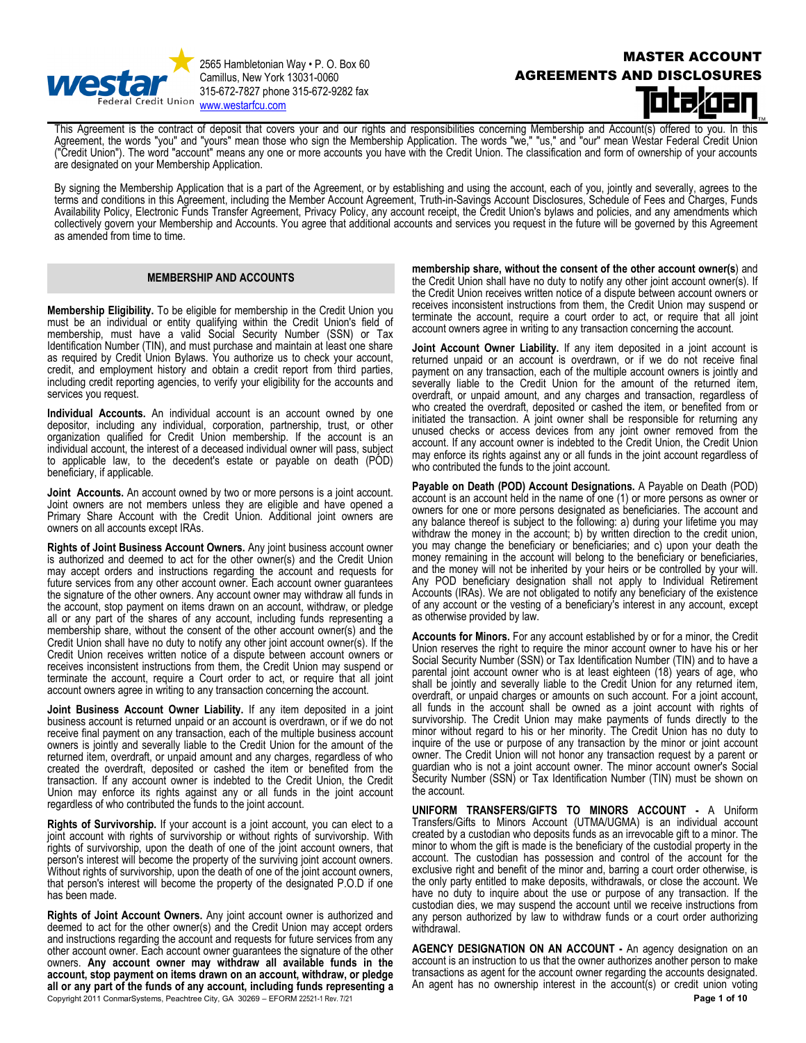2565 Hambletonian Way • P. O. Box 60
Camillus, New York 13031-0060
315-672-7827 phone 315-672-9282 fax
www.westarfcu.com

# MASTER ACCOUNT AGREEMENTS AND DISCLOSURES

This Agreement is the contract of deposit that covers your and our rights and responsibilities concerning Membership and Account(s) offered to you. In this Agreement, the words "you" and "yours" mean those who sign the Membership Application. The words "we," "us," and "our" mean Westar Federal Credit Union ("Credit Union"). The word "account" means any one or more accounts you have with the Credit Union. The classification and form of ownership of your accounts are designated on your Membership Application.

By signing the Membership Application that is a part of the Agreement, or by establishing and using the account, each of you, jointly and severally, agrees to the terms and conditions in this Agreement, including the Member Account Agreement, Truth-in-Savings Account Disclosures, Schedule of Fees and Charges, Funds Availability Policy, Electronic Funds Transfer Agreement, Privacy Policy, any account receipt, the Credit Union's bylaws and policies, and any amendments which collectively govern your Membership and Accounts. You agree that additional accounts and services you request in the future will be governed by this Agreement as amended from time to time.

## MEMBERSHIP AND ACCOUNTS

**Membership Eligibility.** To be eligible for membership in the Credit Union you must be an individual or entity qualifying within the Credit Union's field of membership, must have a valid Social Security Number (SSN) or Tax Identification Number (TIN), and must purchase and maintain at least one share as required by Credit Union Bylaws. You authorize us to check your account, credit, and employment history and obtain a credit report from third parties, including credit reporting agencies, to verify your eligibility for the accounts and services you request.

**Individual Accounts.** An individual account is an account owned by one depositor, including any individual, corporation, partnership, trust, or other organization qualified for Credit Union membership. If the account is an individual account, the interest of a deceased individual owner will pass, subject to applicable law, to the decedent's estate or payable on death (POD) beneficiary, if applicable.

**Joint Accounts.** An account owned by two or more persons is a joint account. Joint owners are not members unless they are eligible and have opened a Primary Share Account with the Credit Union. Additional joint owners are owners on all accounts except IRAs.

**Rights of Joint Business Account Owners.** Any joint business account owner is authorized and deemed to act for the other owner(s) and the Credit Union may accept orders and instructions regarding the account and requests for future services from any other account owner. Each account owner guarantees the signature of the other owners. Any account owner may withdraw all funds in the account, stop payment on items drawn on an account, withdraw, or pledge all or any part of the shares of any account, including funds representing a membership share, without the consent of the other account owner(s) and the Credit Union shall have no duty to notify any other joint account owner(s). If the Credit Union receives written notice of a dispute between account owners or receives inconsistent instructions from them, the Credit Union may suspend or terminate the account, require a Court order to act, or require that all joint account owners agree in writing to any transaction concerning the account.

**Joint Business Account Owner Liability.** If any item deposited in a joint business account is returned unpaid or an account is overdrawn, or if we do not receive final payment on any transaction, each of the multiple business account owners is jointly and severally liable to the Credit Union for the amount of the returned item, overdraft, or unpaid amount and any charges, regardless of who created the overdraft, deposited or cashed the item or benefited from the transaction. If any account owner is indebted to the Credit Union, the Credit Union may enforce its rights against any or all funds in the joint account regardless of who contributed the funds to the joint account.

**Rights of Survivorship.** If your account is a joint account, you can elect to a joint account with rights of survivorship or without rights of survivorship. With rights of survivorship, upon the death of one of the joint account owners, that person's interest will become the property of the surviving joint account owners. Without rights of survivorship, upon the death of one of the joint account owners, that person's interest will become the property of the designated P.O.D if one has been made.

**Rights of Joint Account Owners.** Any joint account owner is authorized and deemed to act for the other owner(s) and the Credit Union may accept orders and instructions regarding the account and requests for future services from any other account owner. Each account owner guarantees the signature of the other owners. **Any account owner may withdraw all available funds in the account, stop payment on items drawn on an account, withdraw, or pledge all or any part of the funds of any account, including funds representing a membership share, without the consent of the other account owner(s**) and the Credit Union shall have no duty to notify any other joint account owner(s). If the Credit Union receives written notice of a dispute between account owners or receives inconsistent instructions from them, the Credit Union may suspend or terminate the account, require a court order to act, or require that all joint account owners agree in writing to any transaction concerning the account.

**Joint Account Owner Liability.** If any item deposited in a joint account is returned unpaid or an account is overdrawn, or if we do not receive final payment on any transaction, each of the multiple account owners is jointly and severally liable to the Credit Union for the amount of the returned item, overdraft, or unpaid amount, and any charges and transaction, regardless of who created the overdraft, deposited or cashed the item, or benefited from or initiated the transaction. A joint owner shall be responsible for returning any unused checks or access devices from any joint owner removed from the account. If any account owner is indebted to the Credit Union, the Credit Union may enforce its rights against any or all funds in the joint account regardless of who contributed the funds to the joint account.

**Payable on Death (POD) Account Designations.** A Payable on Death (POD) account is an account held in the name of one (1) or more persons as owner or owners for one or more persons designated as beneficiaries. The account and any balance thereof is subject to the following: a) during your lifetime you may withdraw the money in the account; b) by written direction to the credit union, you may change the beneficiary or beneficiaries; and c) upon your death the money remaining in the account will belong to the beneficiary or beneficiaries, and the money will not be inherited by your heirs or be controlled by your will. Any POD beneficiary designation shall not apply to Individual Retirement Accounts (IRAs). We are not obligated to notify any beneficiary of the existence of any account or the vesting of a beneficiary's interest in any account, except as otherwise provided by law.

**Accounts for Minors.** For any account established by or for a minor, the Credit Union reserves the right to require the minor account owner to have his or her Social Security Number (SSN) or Tax Identification Number (TIN) and to have a parental joint account owner who is at least eighteen (18) years of age, who shall be jointly and severally liable to the Credit Union for any returned item, overdraft, or unpaid charges or amounts on such account. For a joint account, all funds in the account shall be owned as a joint account with rights of survivorship. The Credit Union may make payments of funds directly to the minor without regard to his or her minority. The Credit Union has no duty to inquire of the use or purpose of any transaction by the minor or joint account owner. The Credit Union will not honor any transaction request by a parent or guardian who is not a joint account owner. The minor account owner's Social Security Number (SSN) or Tax Identification Number (TIN) must be shown on the account.

**UNIFORM TRANSFERS/GIFTS TO MINORS ACCOUNT -** A Uniform Transfers/Gifts to Minors Account (UTMA/UGMA) is an individual account created by a custodian who deposits funds as an irrevocable gift to a minor. The minor to whom the gift is made is the beneficiary of the custodial property in the account. The custodian has possession and control of the account for the exclusive right and benefit of the minor and, barring a court order otherwise, is the only party entitled to make deposits, withdrawals, or close the account. We have no duty to inquire about the use or purpose of any transaction. If the custodian dies, we may suspend the account until we receive instructions from any person authorized by law to withdraw funds or a court order authorizing withdrawal.

**AGENCY DESIGNATION ON AN ACCOUNT -** An agency designation on an account is an instruction to us that the owner authorizes another person to make transactions as agent for the account owner regarding the accounts designated. An agent has no ownership interest in the account(s) or credit union voting

Copyright 2011 ConmarSystems, Peachtree City, GA 30269 – EFORM 22521-1 Rev. 7/21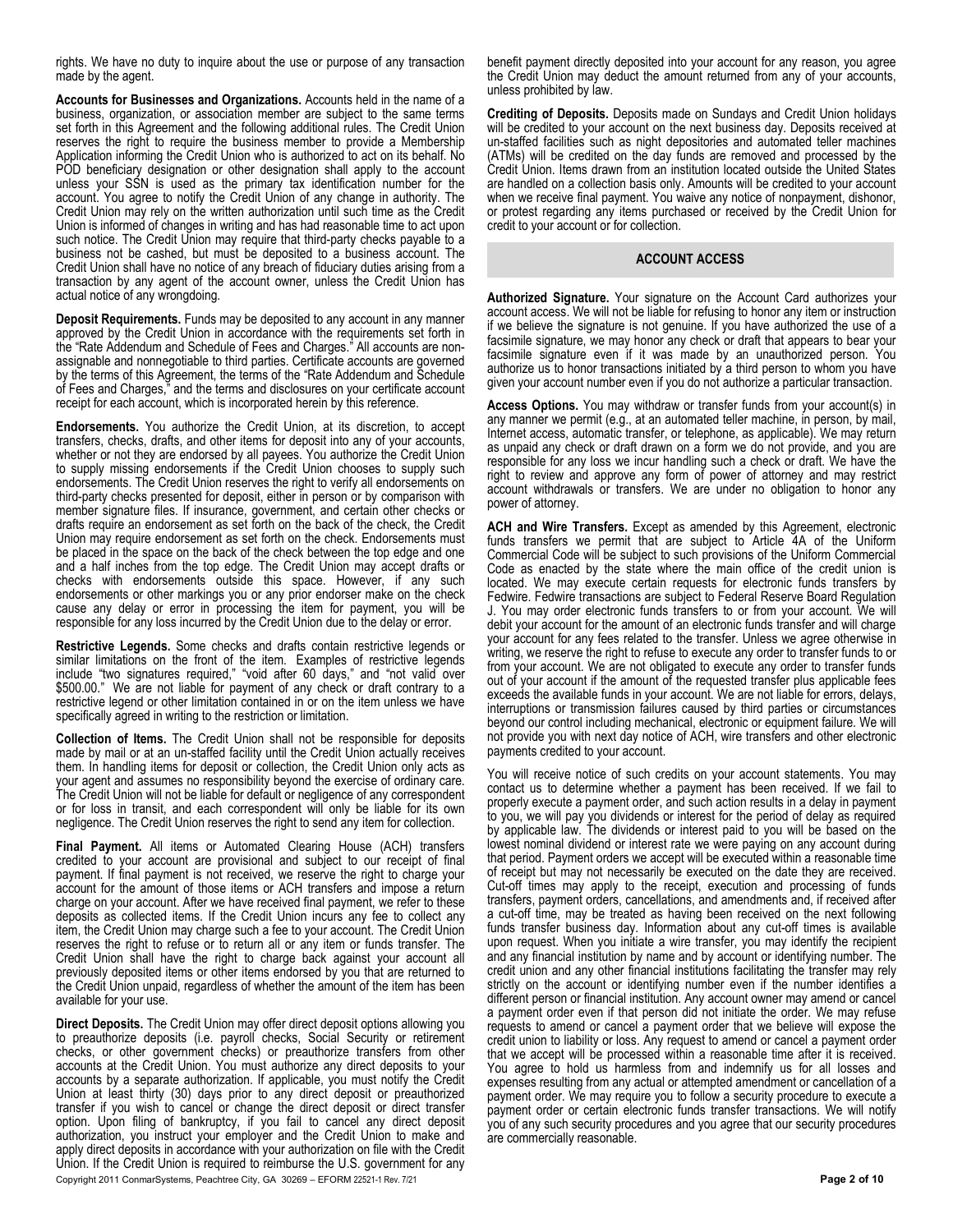rights. We have no duty to inquire about the use or purpose of any transaction made by the agent.

**Accounts for Businesses and Organizations.** Accounts held in the name of a business, organization, or association member are subject to the same terms set forth in this Agreement and the following additional rules. The Credit Union reserves the right to require the business member to provide a Membership Application informing the Credit Union who is authorized to act on its behalf. No POD beneficiary designation or other designation shall apply to the account unless your SSN is used as the primary tax identification number for the account. You agree to notify the Credit Union of any change in authority. The Credit Union may rely on the written authorization until such time as the Credit Union is informed of changes in writing and has had reasonable time to act upon such notice. The Credit Union may require that third-party checks payable to a business not be cashed, but must be deposited to a business account. The Credit Union shall have no notice of any breach of fiduciary duties arising from a transaction by any agent of the account owner, unless the Credit Union has actual notice of any wrongdoing.

**Deposit Requirements.** Funds may be deposited to any account in any manner approved by the Credit Union in accordance with the requirements set forth in the "Rate Addendum and Schedule of Fees and Charges." All accounts are non-assignable and nonnegotiable to third parties. Certificate accounts are governed by the terms of this Agreement, the terms of the "Rate Addendum and Schedule of Fees and Charges," and the terms and disclosures on your certificate account receipt for each account, which is incorporated herein by this reference.

**Endorsements.** You authorize the Credit Union, at its discretion, to accept transfers, checks, drafts, and other items for deposit into any of your accounts, whether or not they are endorsed by all payees. You authorize the Credit Union to supply missing endorsements if the Credit Union chooses to supply such endorsements. The Credit Union reserves the right to verify all endorsements on third-party checks presented for deposit, either in person or by comparison with member signature files. If insurance, government, and certain other checks or drafts require an endorsement as set forth on the back of the check, the Credit Union may require endorsement as set forth on the check. Endorsements must be placed in the space on the back of the check between the top edge and one and a half inches from the top edge. The Credit Union may accept drafts or checks with endorsements outside this space. However, if any such endorsements or other markings you or any prior endorser make on the check cause any delay or error in processing the item for payment, you will be responsible for any loss incurred by the Credit Union due to the delay or error.

**Restrictive Legends.** Some checks and drafts contain restrictive legends or similar limitations on the front of the item. Examples of restrictive legends include "two signatures required," "void after 60 days," and "not valid over $500.00." We are not liable for payment of any check or draft contrary to a restrictive legend or other limitation contained in or on the item unless we have specifically agreed in writing to the restriction or limitation.

**Collection of Items.** The Credit Union shall not be responsible for deposits made by mail or at an un-staffed facility until the Credit Union actually receives them. In handling items for deposit or collection, the Credit Union only acts as your agent and assumes no responsibility beyond the exercise of ordinary care. The Credit Union will not be liable for default or negligence of any correspondent or for loss in transit, and each correspondent will only be liable for its own negligence. The Credit Union reserves the right to send any item for collection.

**Final Payment.** All items or Automated Clearing House (ACH) transfers credited to your account are provisional and subject to our receipt of final payment. If final payment is not received, we reserve the right to charge your account for the amount of those items or ACH transfers and impose a return charge on your account. After we have received final payment, we refer to these deposits as collected items. If the Credit Union incurs any fee to collect any item, the Credit Union may charge such a fee to your account. The Credit Union reserves the right to refuse or to return all or any item or funds transfer. The Credit Union shall have the right to charge back against your account all previously deposited items or other items endorsed by you that are returned to the Credit Union unpaid, regardless of whether the amount of the item has been available for your use.

**Direct Deposits.** The Credit Union may offer direct deposit options allowing you to preauthorize deposits (i.e. payroll checks, Social Security or retirement checks, or other government checks) or preauthorize transfers from other accounts at the Credit Union. You must authorize any direct deposits to your accounts by a separate authorization. If applicable, you must notify the Credit Union at least thirty (30) days prior to any direct deposit or preauthorized transfer if you wish to cancel or change the direct deposit or direct transfer option. Upon filing of bankruptcy, if you fail to cancel any direct deposit authorization, you instruct your employer and the Credit Union to make and apply direct deposits in accordance with your authorization on file with the Credit Union. If the Credit Union is required to reimburse the U.S. government for any benefit payment directly deposited into your account for any reason, you agree the Credit Union may deduct the amount returned from any of your accounts, unless prohibited by law.

**Crediting of Deposits.** Deposits made on Sundays and Credit Union holidays will be credited to your account on the next business day. Deposits received at un-staffed facilities such as night depositories and automated teller machines (ATMs) will be credited on the day funds are removed and processed by the Credit Union. Items drawn from an institution located outside the United States are handled on a collection basis only. Amounts will be credited to your account when we receive final payment. You waive any notice of nonpayment, dishonor, or protest regarding any items purchased or received by the Credit Union for credit to your account or for collection.

## ACCOUNT ACCESS

**Authorized Signature.** Your signature on the Account Card authorizes your account access. We will not be liable for refusing to honor any item or instruction if we believe the signature is not genuine. If you have authorized the use of a facsimile signature, we may honor any check or draft that appears to bear your facsimile signature even if it was made by an unauthorized person. You authorize us to honor transactions initiated by a third person to whom you have given your account number even if you do not authorize a particular transaction.

**Access Options.** You may withdraw or transfer funds from your account(s) in any manner we permit (e.g., at an automated teller machine, in person, by mail, Internet access, automatic transfer, or telephone, as applicable). We may return as unpaid any check or draft drawn on a form we do not provide, and you are responsible for any loss we incur handling such a check or draft. We have the right to review and approve any form of power of attorney and may restrict account withdrawals or transfers. We are under no obligation to honor any power of attorney.

**ACH and Wire Transfers.** Except as amended by this Agreement, electronic funds transfers we permit that are subject to Article 4A of the Uniform Commercial Code will be subject to such provisions of the Uniform Commercial Code as enacted by the state where the main office of the credit union is located. We may execute certain requests for electronic funds transfers by Fedwire. Fedwire transactions are subject to Federal Reserve Board Regulation J. You may order electronic funds transfers to or from your account. We will debit your account for the amount of an electronic funds transfer and will charge your account for any fees related to the transfer. Unless we agree otherwise in writing, we reserve the right to refuse to execute any order to transfer funds to or from your account. We are not obligated to execute any order to transfer funds out of your account if the amount of the requested transfer plus applicable fees exceeds the available funds in your account. We are not liable for errors, delays, interruptions or transmission failures caused by third parties or circumstances beyond our control including mechanical, electronic or equipment failure. We will not provide you with next day notice of ACH, wire transfers and other electronic payments credited to your account.

You will receive notice of such credits on your account statements. You may contact us to determine whether a payment has been received. If we fail to properly execute a payment order, and such action results in a delay in payment to you, we will pay you dividends or interest for the period of delay as required by applicable law. The dividends or interest paid to you will be based on the lowest nominal dividend or interest rate we were paying on any account during that period. Payment orders we accept will be executed within a reasonable time of receipt but may not necessarily be executed on the date they are received. Cut-off times may apply to the receipt, execution and processing of funds transfers, payment orders, cancellations, and amendments and, if received after a cut-off time, may be treated as having been received on the next following funds transfer business day. Information about any cut-off times is available upon request. When you initiate a wire transfer, you may identify the recipient and any financial institution by name and by account or identifying number. The credit union and any other financial institutions facilitating the transfer may rely strictly on the account or identifying number even if the number identifies a different person or financial institution. Any account owner may amend or cancel a payment order even if that person did not initiate the order. We may refuse requests to amend or cancel a payment order that we believe will expose the credit union to liability or loss. Any request to amend or cancel a payment order that we accept will be processed within a reasonable time after it is received. You agree to hold us harmless from and indemnify us for all losses and expenses resulting from any actual or attempted amendment or cancellation of a payment order. We may require you to follow a security procedure to execute a payment order or certain electronic funds transfer transactions. We will notify you of any such security procedures and you agree that our security procedures are commercially reasonable.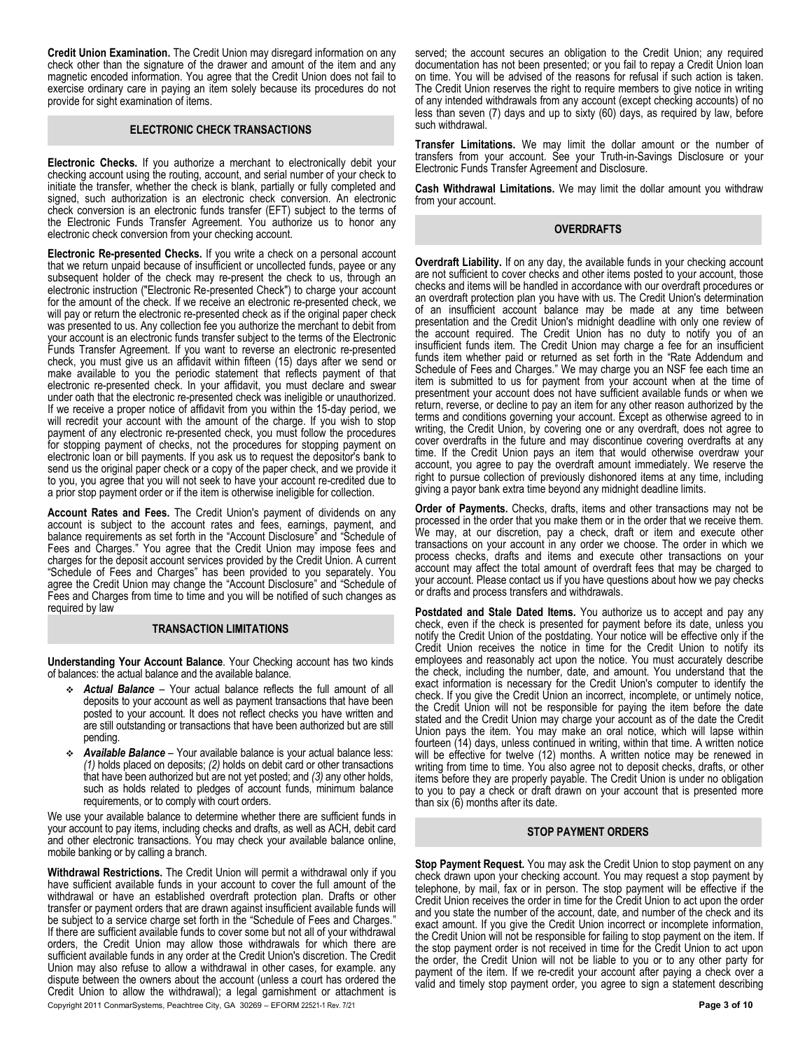**Credit Union Examination.** The Credit Union may disregard information on any check other than the signature of the drawer and amount of the item and any magnetic encoded information. You agree that the Credit Union does not fail to exercise ordinary care in paying an item solely because its procedures do not provide for sight examination of items.

## ELECTRONIC CHECK TRANSACTIONS

**Electronic Checks.** If you authorize a merchant to electronically debit your checking account using the routing, account, and serial number of your check to initiate the transfer, whether the check is blank, partially or fully completed and signed, such authorization is an electronic check conversion. An electronic check conversion is an electronic funds transfer (EFT) subject to the terms of the Electronic Funds Transfer Agreement. You authorize us to honor any electronic check conversion from your checking account.

**Electronic Re-presented Checks.** If you write a check on a personal account that we return unpaid because of insufficient or uncollected funds, payee or any subsequent holder of the check may re-present the check to us, through an electronic instruction ("Electronic Re-presented Check") to charge your account for the amount of the check. If we receive an electronic re-presented check, we will pay or return the electronic re-presented check as if the original paper check was presented to us. Any collection fee you authorize the merchant to debit from your account is an electronic funds transfer subject to the terms of the Electronic Funds Transfer Agreement. If you want to reverse an electronic re-presented check, you must give us an affidavit within fifteen (15) days after we send or make available to you the periodic statement that reflects payment of that electronic re-presented check. In your affidavit, you must declare and swear under oath that the electronic re-presented check was ineligible or unauthorized. If we receive a proper notice of affidavit from you within the 15-day period, we will recredit your account with the amount of the charge. If you wish to stop payment of any electronic re-presented check, you must follow the procedures for stopping payment of checks, not the procedures for stopping payment on electronic loan or bill payments. If you ask us to request the depositor's bank to send us the original paper check or a copy of the paper check, and we provide it to you, you agree that you will not seek to have your account re-credited due to a prior stop payment order or if the item is otherwise ineligible for collection.

**Account Rates and Fees.** The Credit Union's payment of dividends on any account is subject to the account rates and fees, earnings, payment, and balance requirements as set forth in the "Account Disclosure" and "Schedule of Fees and Charges." You agree that the Credit Union may impose fees and charges for the deposit account services provided by the Credit Union. A current "Schedule of Fees and Charges" has been provided to you separately. You agree the Credit Union may change the "Account Disclosure" and "Schedule of Fees and Charges from time to time and you will be notified of such changes as required by law

## TRANSACTION LIMITATIONS

**Understanding Your Account Balance**. Your Checking account has two kinds of balances: the actual balance and the available balance.

- ***Actual Balance*** – Your actual balance reflects the full amount of all deposits to your account as well as payment transactions that have been posted to your account. It does not reflect checks you have written and are still outstanding or transactions that have been authorized but are still pending.
- ***Available Balance*** – Your available balance is your actual balance less: *(1)* holds placed on deposits; *(2)* holds on debit card or other transactions that have been authorized but are not yet posted; and *(3)* any other holds, such as holds related to pledges of account funds, minimum balance requirements, or to comply with court orders.

We use your available balance to determine whether there are sufficient funds in your account to pay items, including checks and drafts, as well as ACH, debit card and other electronic transactions. You may check your available balance online, mobile banking or by calling a branch.

**Withdrawal Restrictions.** The Credit Union will permit a withdrawal only if you have sufficient available funds in your account to cover the full amount of the withdrawal or have an established overdraft protection plan. Drafts or other transfer or payment orders that are drawn against insufficient available funds will be subject to a service charge set forth in the "Schedule of Fees and Charges." If there are sufficient available funds to cover some but not all of your withdrawal orders, the Credit Union may allow those withdrawals for which there are sufficient available funds in any order at the Credit Union's discretion. The Credit Union may also refuse to allow a withdrawal in other cases, for example. any dispute between the owners about the account (unless a court has ordered the Credit Union to allow the withdrawal); a legal garnishment or attachment is served; the account secures an obligation to the Credit Union; any required documentation has not been presented; or you fail to repay a Credit Union loan on time. You will be advised of the reasons for refusal if such action is taken. The Credit Union reserves the right to require members to give notice in writing of any intended withdrawals from any account (except checking accounts) of no less than seven (7) days and up to sixty (60) days, as required by law, before such withdrawal.

**Transfer Limitations.** We may limit the dollar amount or the number of transfers from your account. See your Truth-in-Savings Disclosure or your Electronic Funds Transfer Agreement and Disclosure.

**Cash Withdrawal Limitations.** We may limit the dollar amount you withdraw from your account.

## OVERDRAFTS

**Overdraft Liability.** If on any day, the available funds in your checking account are not sufficient to cover checks and other items posted to your account, those checks and items will be handled in accordance with our overdraft procedures or an overdraft protection plan you have with us. The Credit Union's determination of an insufficient account balance may be made at any time between presentation and the Credit Union's midnight deadline with only one review of the account required. The Credit Union has no duty to notify you of an insufficient funds item. The Credit Union may charge a fee for an insufficient funds item whether paid or returned as set forth in the "Rate Addendum and Schedule of Fees and Charges." We may charge you an NSF fee each time an item is submitted to us for payment from your account when at the time of presentment your account does not have sufficient available funds or when we return, reverse, or decline to pay an item for any other reason authorized by the terms and conditions governing your account. Except as otherwise agreed to in writing, the Credit Union, by covering one or any overdraft, does not agree to cover overdrafts in the future and may discontinue covering overdrafts at any time. If the Credit Union pays an item that would otherwise overdraw your account, you agree to pay the overdraft amount immediately. We reserve the right to pursue collection of previously dishonored items at any time, including giving a payor bank extra time beyond any midnight deadline limits.

**Order of Payments.** Checks, drafts, items and other transactions may not be processed in the order that you make them or in the order that we receive them. We may, at our discretion, pay a check, draft or item and execute other transactions on your account in any order we choose. The order in which we process checks, drafts and items and execute other transactions on your account may affect the total amount of overdraft fees that may be charged to your account. Please contact us if you have questions about how we pay checks or drafts and process transfers and withdrawals.

**Postdated and Stale Dated Items.** You authorize us to accept and pay any check, even if the check is presented for payment before its date, unless you notify the Credit Union of the postdating. Your notice will be effective only if the Credit Union receives the notice in time for the Credit Union to notify its employees and reasonably act upon the notice. You must accurately describe the check, including the number, date, and amount. You understand that the exact information is necessary for the Credit Union's computer to identify the check. If you give the Credit Union an incorrect, incomplete, or untimely notice, the Credit Union will not be responsible for paying the item before the date stated and the Credit Union may charge your account as of the date the Credit Union pays the item. You may make an oral notice, which will lapse within fourteen (14) days, unless continued in writing, within that time. A written notice will be effective for twelve (12) months. A written notice may be renewed in writing from time to time. You also agree not to deposit checks, drafts, or other items before they are properly payable. The Credit Union is under no obligation to you to pay a check or draft drawn on your account that is presented more than six (6) months after its date.

## STOP PAYMENT ORDERS

**Stop Payment Request.** You may ask the Credit Union to stop payment on any check drawn upon your checking account. You may request a stop payment by telephone, by mail, fax or in person. The stop payment will be effective if the Credit Union receives the order in time for the Credit Union to act upon the order and you state the number of the account, date, and number of the check and its exact amount. If you give the Credit Union incorrect or incomplete information, the Credit Union will not be responsible for failing to stop payment on the item. If the stop payment order is not received in time for the Credit Union to act upon the order, the Credit Union will not be liable to you or to any other party for payment of the item. If we re-credit your account after paying a check over a valid and timely stop payment order, you agree to sign a statement describing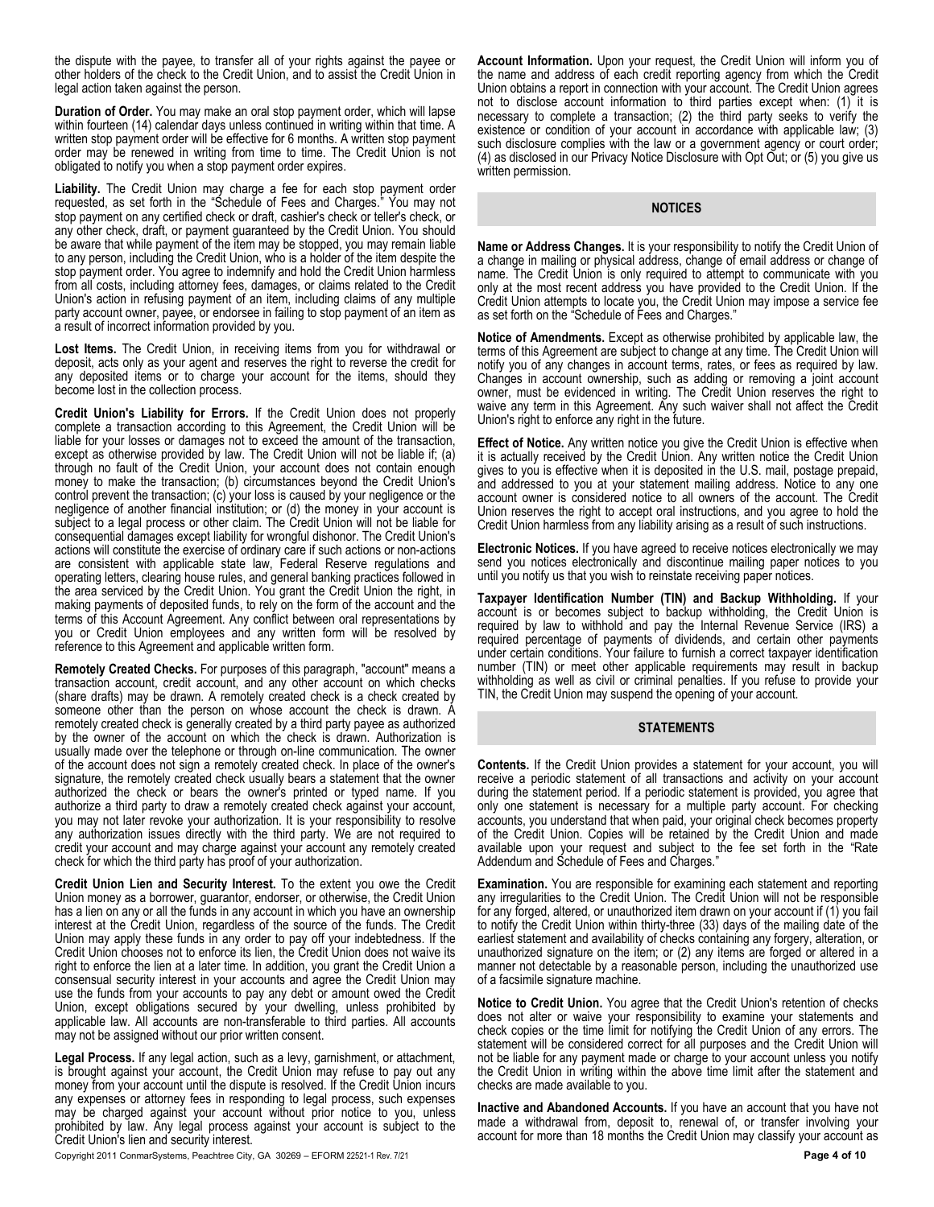the dispute with the payee, to transfer all of your rights against the payee or other holders of the check to the Credit Union, and to assist the Credit Union in legal action taken against the person.

**Duration of Order.** You may make an oral stop payment order, which will lapse within fourteen (14) calendar days unless continued in writing within that time. A written stop payment order will be effective for 6 months. A written stop payment order may be renewed in writing from time to time. The Credit Union is not obligated to notify you when a stop payment order expires.

**Liability.** The Credit Union may charge a fee for each stop payment order requested, as set forth in the "Schedule of Fees and Charges." You may not stop payment on any certified check or draft, cashier's check or teller's check, or any other check, draft, or payment guaranteed by the Credit Union. You should be aware that while payment of the item may be stopped, you may remain liable to any person, including the Credit Union, who is a holder of the item despite the stop payment order. You agree to indemnify and hold the Credit Union harmless from all costs, including attorney fees, damages, or claims related to the Credit Union's action in refusing payment of an item, including claims of any multiple party account owner, payee, or endorsee in failing to stop payment of an item as a result of incorrect information provided by you.

**Lost Items.** The Credit Union, in receiving items from you for withdrawal or deposit, acts only as your agent and reserves the right to reverse the credit for any deposited items or to charge your account for the items, should they become lost in the collection process.

**Credit Union's Liability for Errors.** If the Credit Union does not properly complete a transaction according to this Agreement, the Credit Union will be liable for your losses or damages not to exceed the amount of the transaction, except as otherwise provided by law. The Credit Union will not be liable if; (a) through no fault of the Credit Union, your account does not contain enough money to make the transaction; (b) circumstances beyond the Credit Union's control prevent the transaction; (c) your loss is caused by your negligence or the negligence of another financial institution; or (d) the money in your account is subject to a legal process or other claim. The Credit Union will not be liable for consequential damages except liability for wrongful dishonor. The Credit Union's actions will constitute the exercise of ordinary care if such actions or non-actions are consistent with applicable state law, Federal Reserve regulations and operating letters, clearing house rules, and general banking practices followed in the area serviced by the Credit Union. You grant the Credit Union the right, in making payments of deposited funds, to rely on the form of the account and the terms of this Account Agreement. Any conflict between oral representations by you or Credit Union employees and any written form will be resolved by reference to this Agreement and applicable written form.

**Remotely Created Checks.** For purposes of this paragraph, "account" means a transaction account, credit account, and any other account on which checks (share drafts) may be drawn. A remotely created check is a check created by someone other than the person on whose account the check is drawn. A remotely created check is generally created by a third party payee as authorized by the owner of the account on which the check is drawn. Authorization is usually made over the telephone or through on-line communication. The owner of the account does not sign a remotely created check. In place of the owner's signature, the remotely created check usually bears a statement that the owner authorized the check or bears the owner's printed or typed name. If you authorize a third party to draw a remotely created check against your account, you may not later revoke your authorization. It is your responsibility to resolve any authorization issues directly with the third party. We are not required to credit your account and may charge against your account any remotely created check for which the third party has proof of your authorization.

**Credit Union Lien and Security Interest.** To the extent you owe the Credit Union money as a borrower, guarantor, endorser, or otherwise, the Credit Union has a lien on any or all the funds in any account in which you have an ownership interest at the Credit Union, regardless of the source of the funds. The Credit Union may apply these funds in any order to pay off your indebtedness. If the Credit Union chooses not to enforce its lien, the Credit Union does not waive its right to enforce the lien at a later time. In addition, you grant the Credit Union a consensual security interest in your accounts and agree the Credit Union may use the funds from your accounts to pay any debt or amount owed the Credit Union, except obligations secured by your dwelling, unless prohibited by applicable law. All accounts are non-transferable to third parties. All accounts may not be assigned without our prior written consent.

**Legal Process.** If any legal action, such as a levy, garnishment, or attachment, is brought against your account, the Credit Union may refuse to pay out any money from your account until the dispute is resolved. If the Credit Union incurs any expenses or attorney fees in responding to legal process, such expenses may be charged against your account without prior notice to you, unless prohibited by law. Any legal process against your account is subject to the Credit Union's lien and security interest.

**Account Information.** Upon your request, the Credit Union will inform you of the name and address of each credit reporting agency from which the Credit Union obtains a report in connection with your account. The Credit Union agrees not to disclose account information to third parties except when: (1) it is necessary to complete a transaction; (2) the third party seeks to verify the existence or condition of your account in accordance with applicable law; (3) such disclosure complies with the law or a government agency or court order; (4) as disclosed in our Privacy Notice Disclosure with Opt Out; or (5) you give us written permission.

## NOTICES

**Name or Address Changes.** It is your responsibility to notify the Credit Union of a change in mailing or physical address, change of email address or change of name. The Credit Union is only required to attempt to communicate with you only at the most recent address you have provided to the Credit Union. If the Credit Union attempts to locate you, the Credit Union may impose a service fee as set forth on the "Schedule of Fees and Charges."

**Notice of Amendments.** Except as otherwise prohibited by applicable law, the terms of this Agreement are subject to change at any time. The Credit Union will notify you of any changes in account terms, rates, or fees as required by law. Changes in account ownership, such as adding or removing a joint account owner, must be evidenced in writing. The Credit Union reserves the right to waive any term in this Agreement. Any such waiver shall not affect the Credit Union's right to enforce any right in the future.

**Effect of Notice.** Any written notice you give the Credit Union is effective when it is actually received by the Credit Union. Any written notice the Credit Union gives to you is effective when it is deposited in the U.S. mail, postage prepaid, and addressed to you at your statement mailing address. Notice to any one account owner is considered notice to all owners of the account. The Credit Union reserves the right to accept oral instructions, and you agree to hold the Credit Union harmless from any liability arising as a result of such instructions.

**Electronic Notices.** If you have agreed to receive notices electronically we may send you notices electronically and discontinue mailing paper notices to you until you notify us that you wish to reinstate receiving paper notices.

**Taxpayer Identification Number (TIN) and Backup Withholding.** If your account is or becomes subject to backup withholding, the Credit Union is required by law to withhold and pay the Internal Revenue Service (IRS) a required percentage of payments of dividends, and certain other payments under certain conditions. Your failure to furnish a correct taxpayer identification number (TIN) or meet other applicable requirements may result in backup withholding as well as civil or criminal penalties. If you refuse to provide your TIN, the Credit Union may suspend the opening of your account.

## STATEMENTS

**Contents.** If the Credit Union provides a statement for your account, you will receive a periodic statement of all transactions and activity on your account during the statement period. If a periodic statement is provided, you agree that only one statement is necessary for a multiple party account. For checking accounts, you understand that when paid, your original check becomes property of the Credit Union. Copies will be retained by the Credit Union and made available upon your request and subject to the fee set forth in the "Rate Addendum and Schedule of Fees and Charges."

**Examination.** You are responsible for examining each statement and reporting any irregularities to the Credit Union. The Credit Union will not be responsible for any forged, altered, or unauthorized item drawn on your account if (1) you fail to notify the Credit Union within thirty-three (33) days of the mailing date of the earliest statement and availability of checks containing any forgery, alteration, or unauthorized signature on the item; or (2) any items are forged or altered in a manner not detectable by a reasonable person, including the unauthorized use of a facsimile signature machine.

**Notice to Credit Union.** You agree that the Credit Union's retention of checks does not alter or waive your responsibility to examine your statements and check copies or the time limit for notifying the Credit Union of any errors. The statement will be considered correct for all purposes and the Credit Union will not be liable for any payment made or charge to your account unless you notify the Credit Union in writing within the above time limit after the statement and checks are made available to you.

**Inactive and Abandoned Accounts.** If you have an account that you have not made a withdrawal from, deposit to, renewal of, or transfer involving your account for more than 18 months the Credit Union may classify your account as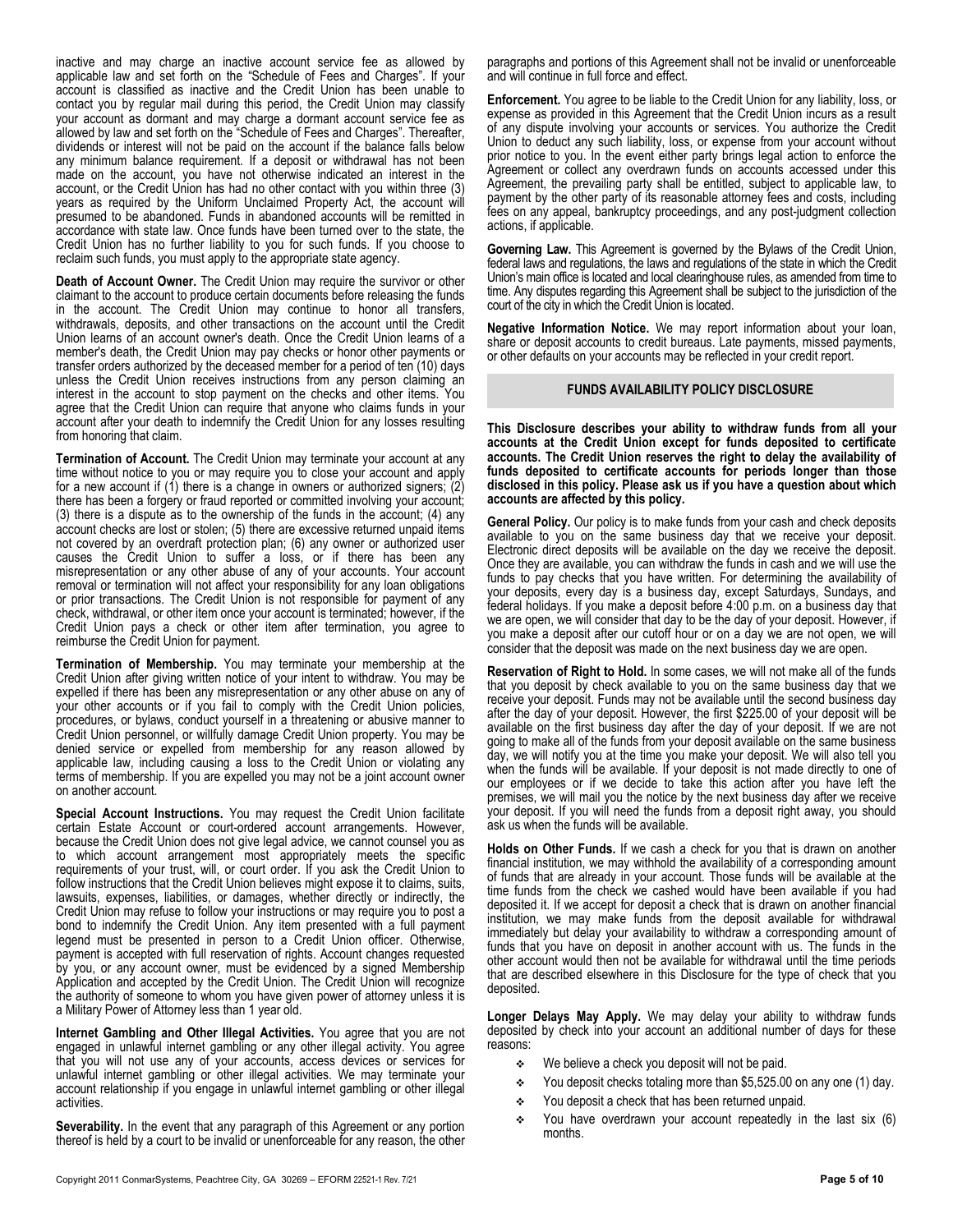inactive and may charge an inactive account service fee as allowed by applicable law and set forth on the "Schedule of Fees and Charges". If your account is classified as inactive and the Credit Union has been unable to contact you by regular mail during this period, the Credit Union may classify your account as dormant and may charge a dormant account service fee as allowed by law and set forth on the "Schedule of Fees and Charges". Thereafter, dividends or interest will not be paid on the account if the balance falls below any minimum balance requirement. If a deposit or withdrawal has not been made on the account, you have not otherwise indicated an interest in the account, or the Credit Union has had no other contact with you within three (3) years as required by the Uniform Unclaimed Property Act, the account will presumed to be abandoned. Funds in abandoned accounts will be remitted in accordance with state law. Once funds have been turned over to the state, the Credit Union has no further liability to you for such funds. If you choose to reclaim such funds, you must apply to the appropriate state agency.

**Death of Account Owner.** The Credit Union may require the survivor or other claimant to the account to produce certain documents before releasing the funds in the account. The Credit Union may continue to honor all transfers, withdrawals, deposits, and other transactions on the account until the Credit Union learns of an account owner's death. Once the Credit Union learns of a member's death, the Credit Union may pay checks or honor other payments or transfer orders authorized by the deceased member for a period of ten (10) days unless the Credit Union receives instructions from any person claiming an interest in the account to stop payment on the checks and other items. You agree that the Credit Union can require that anyone who claims funds in your account after your death to indemnify the Credit Union for any losses resulting from honoring that claim.

**Termination of Account.** The Credit Union may terminate your account at any time without notice to you or may require you to close your account and apply for a new account if (1) there is a change in owners or authorized signers; (2) there has been a forgery or fraud reported or committed involving your account; (3) there is a dispute as to the ownership of the funds in the account; (4) any account checks are lost or stolen; (5) there are excessive returned unpaid items not covered by an overdraft protection plan; (6) any owner or authorized user causes the Credit Union to suffer a loss, or if there has been any misrepresentation or any other abuse of any of your accounts. Your account removal or termination will not affect your responsibility for any loan obligations or prior transactions. The Credit Union is not responsible for payment of any check, withdrawal, or other item once your account is terminated; however, if the Credit Union pays a check or other item after termination, you agree to reimburse the Credit Union for payment.

**Termination of Membership.** You may terminate your membership at the Credit Union after giving written notice of your intent to withdraw. You may be expelled if there has been any misrepresentation or any other abuse on any of your other accounts or if you fail to comply with the Credit Union policies, procedures, or bylaws, conduct yourself in a threatening or abusive manner to Credit Union personnel, or willfully damage Credit Union property. You may be denied service or expelled from membership for any reason allowed by applicable law, including causing a loss to the Credit Union or violating any terms of membership. If you are expelled you may not be a joint account owner on another account.

**Special Account Instructions.** You may request the Credit Union facilitate certain Estate Account or court-ordered account arrangements. However, because the Credit Union does not give legal advice, we cannot counsel you as to which account arrangement most appropriately meets the specific requirements of your trust, will, or court order. If you ask the Credit Union to follow instructions that the Credit Union believes might expose it to claims, suits, lawsuits, expenses, liabilities, or damages, whether directly or indirectly, the Credit Union may refuse to follow your instructions or may require you to post a bond to indemnify the Credit Union. Any item presented with a full payment legend must be presented in person to a Credit Union officer. Otherwise, payment is accepted with full reservation of rights. Account changes requested by you, or any account owner, must be evidenced by a signed Membership Application and accepted by the Credit Union. The Credit Union will recognize the authority of someone to whom you have given power of attorney unless it is a Military Power of Attorney less than 1 year old.

**Internet Gambling and Other Illegal Activities.** You agree that you are not engaged in unlawful internet gambling or any other illegal activity. You agree that you will not use any of your accounts, access devices or services for unlawful internet gambling or other illegal activities. We may terminate your account relationship if you engage in unlawful internet gambling or other illegal activities.

**Severability.** In the event that any paragraph of this Agreement or any portion thereof is held by a court to be invalid or unenforceable for any reason, the other paragraphs and portions of this Agreement shall not be invalid or unenforceable and will continue in full force and effect.

**Enforcement.** You agree to be liable to the Credit Union for any liability, loss, or expense as provided in this Agreement that the Credit Union incurs as a result of any dispute involving your accounts or services. You authorize the Credit Union to deduct any such liability, loss, or expense from your account without prior notice to you. In the event either party brings legal action to enforce the Agreement or collect any overdrawn funds on accounts accessed under this Agreement, the prevailing party shall be entitled, subject to applicable law, to payment by the other party of its reasonable attorney fees and costs, including fees on any appeal, bankruptcy proceedings, and any post-judgment collection actions, if applicable.

**Governing Law.** This Agreement is governed by the Bylaws of the Credit Union, federal laws and regulations, the laws and regulations of the state in which the Credit Union's main office is located and local clearinghouse rules, as amended from time to time. Any disputes regarding this Agreement shall be subject to the jurisdiction of the court of the city in which the Credit Union is located.

**Negative Information Notice.** We may report information about your loan, share or deposit accounts to credit bureaus. Late payments, missed payments, or other defaults on your accounts may be reflected in your credit report.

## FUNDS AVAILABILITY POLICY DISCLOSURE

**This Disclosure describes your ability to withdraw funds from all your accounts at the Credit Union except for funds deposited to certificate accounts. The Credit Union reserves the right to delay the availability of funds deposited to certificate accounts for periods longer than those disclosed in this policy. Please ask us if you have a question about which accounts are affected by this policy.**

**General Policy.** Our policy is to make funds from your cash and check deposits available to you on the same business day that we receive your deposit. Electronic direct deposits will be available on the day we receive the deposit. Once they are available, you can withdraw the funds in cash and we will use the funds to pay checks that you have written. For determining the availability of your deposits, every day is a business day, except Saturdays, Sundays, and federal holidays. If you make a deposit before 4:00 p.m. on a business day that we are open, we will consider that day to be the day of your deposit. However, if you make a deposit after our cutoff hour or on a day we are not open, we will consider that the deposit was made on the next business day we are open.

**Reservation of Right to Hold.** In some cases, we will not make all of the funds that you deposit by check available to you on the same business day that we receive your deposit. Funds may not be available until the second business day after the day of your deposit. However, the first $225.00 of your deposit will be available on the first business day after the day of your deposit. If we are not going to make all of the funds from your deposit available on the same business day, we will notify you at the time you make your deposit. We will also tell you when the funds will be available. If your deposit is not made directly to one of our employees or if we decide to take this action after you have left the premises, we will mail you the notice by the next business day after we receive your deposit. If you will need the funds from a deposit right away, you should ask us when the funds will be available.

**Holds on Other Funds.** If we cash a check for you that is drawn on another financial institution, we may withhold the availability of a corresponding amount of funds that are already in your account. Those funds will be available at the time funds from the check we cashed would have been available if you had deposited it. If we accept for deposit a check that is drawn on another financial institution, we may make funds from the deposit available for withdrawal immediately but delay your availability to withdraw a corresponding amount of funds that you have on deposit in another account with us. The funds in the other account would then not be available for withdrawal until the time periods that are described elsewhere in this Disclosure for the type of check that you deposited.

**Longer Delays May Apply.** We may delay your ability to withdraw funds deposited by check into your account an additional number of days for these reasons:

- We believe a check you deposit will not be paid.
- You deposit checks totaling more than $5,525.00 on any one (1) day.
- You deposit a check that has been returned unpaid.
- You have overdrawn your account repeatedly in the last six (6) months.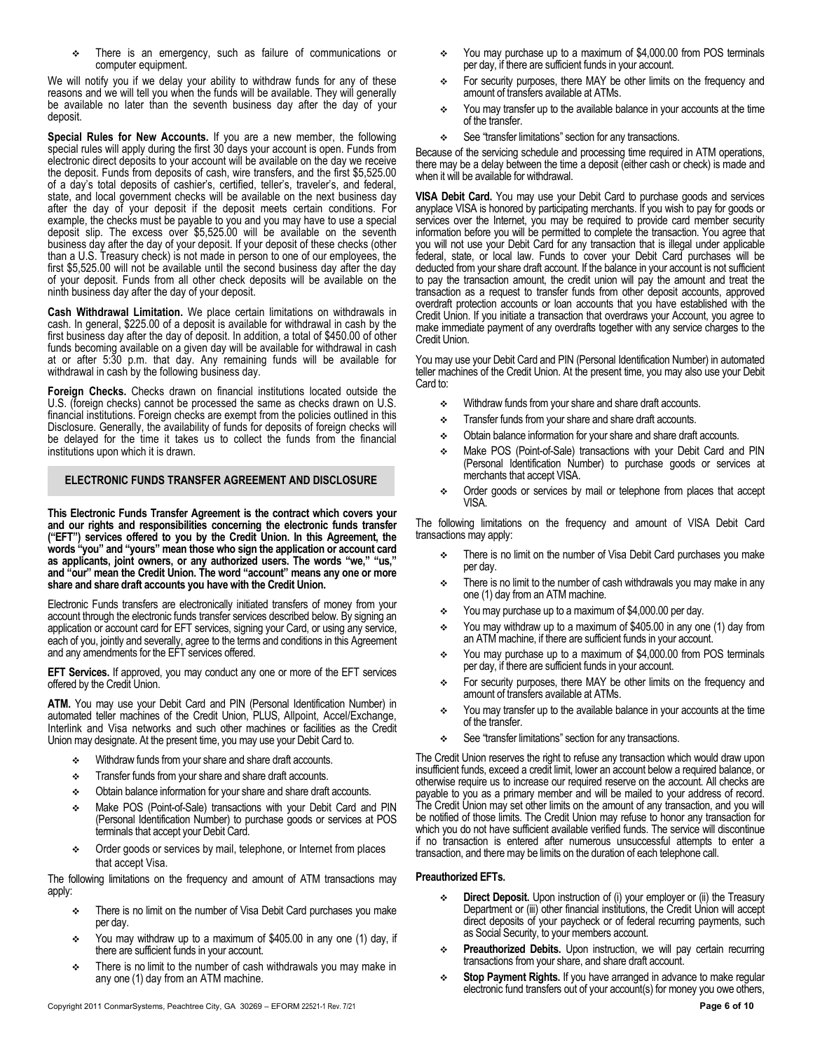- There is an emergency, such as failure of communications or computer equipment.

We will notify you if we delay your ability to withdraw funds for any of these reasons and we will tell you when the funds will be available. They will generally be available no later than the seventh business day after the day of your deposit.

**Special Rules for New Accounts.** If you are a new member, the following special rules will apply during the first 30 days your account is open. Funds from electronic direct deposits to your account will be available on the day we receive the deposit. Funds from deposits of cash, wire transfers, and the first $5,525.00 of a day's total deposits of cashier's, certified, teller's, traveler's, and federal, state, and local government checks will be available on the next business day after the day of your deposit if the deposit meets certain conditions. For example, the checks must be payable to you and you may have to use a special deposit slip. The excess over $5,525.00 will be available on the seventh business day after the day of your deposit. If your deposit of these checks (other than a U.S. Treasury check) is not made in person to one of our employees, the first $5,525.00 will not be available until the second business day after the day of your deposit. Funds from all other check deposits will be available on the ninth business day after the day of your deposit.

**Cash Withdrawal Limitation.** We place certain limitations on withdrawals in cash. In general, $225.00 of a deposit is available for withdrawal in cash by the first business day after the day of deposit. In addition, a total of $450.00 of other funds becoming available on a given day will be available for withdrawal in cash at or after 5:30 p.m. that day. Any remaining funds will be available for withdrawal in cash by the following business day.

**Foreign Checks.** Checks drawn on financial institutions located outside the U.S. (foreign checks) cannot be processed the same as checks drawn on U.S. financial institutions. Foreign checks are exempt from the policies outlined in this Disclosure. Generally, the availability of funds for deposits of foreign checks will be delayed for the time it takes us to collect the funds from the financial institutions upon which it is drawn.

## ELECTRONIC FUNDS TRANSFER AGREEMENT AND DISCLOSURE

**This Electronic Funds Transfer Agreement is the contract which covers your and our rights and responsibilities concerning the electronic funds transfer ("EFT") services offered to you by the Credit Union. In this Agreement, the words "you" and "yours" mean those who sign the application or account card as applicants, joint owners, or any authorized users. The words "we," "us," and "our" mean the Credit Union. The word "account" means any one or more share and share draft accounts you have with the Credit Union.**

Electronic Funds transfers are electronically initiated transfers of money from your account through the electronic funds transfer services described below. By signing an application or account card for EFT services, signing your Card, or using any service, each of you, jointly and severally, agree to the terms and conditions in this Agreement and any amendments for the EFT services offered.

**EFT Services.** If approved, you may conduct any one or more of the EFT services offered by the Credit Union.

**ATM.** You may use your Debit Card and PIN (Personal Identification Number) in automated teller machines of the Credit Union, PLUS, Allpoint, Accel/Exchange, Interlink and Visa networks and such other machines or facilities as the Credit Union may designate. At the present time, you may use your Debit Card to.

- Withdraw funds from your share and share draft accounts.
- Transfer funds from your share and share draft accounts.
- Obtain balance information for your share and share draft accounts.
- Make POS (Point-of-Sale) transactions with your Debit Card and PIN (Personal Identification Number) to purchase goods or services at POS terminals that accept your Debit Card.
- Order goods or services by mail, telephone, or Internet from places that accept Visa.

The following limitations on the frequency and amount of ATM transactions may apply:

- There is no limit on the number of Visa Debit Card purchases you make per day.
- You may withdraw up to a maximum of $405.00 in any one (1) day, if there are sufficient funds in your account.
- There is no limit to the number of cash withdrawals you may make in any one (1) day from an ATM machine.
- You may purchase up to a maximum of $4,000.00 from POS terminals per day, if there are sufficient funds in your account.
- For security purposes, there MAY be other limits on the frequency and amount of transfers available at ATMs.
- You may transfer up to the available balance in your accounts at the time of the transfer.
- See "transfer limitations" section for any transactions.

Because of the servicing schedule and processing time required in ATM operations, there may be a delay between the time a deposit (either cash or check) is made and when it will be available for withdrawal.

**VISA Debit Card.** You may use your Debit Card to purchase goods and services anyplace VISA is honored by participating merchants. If you wish to pay for goods or services over the Internet, you may be required to provide card member security information before you will be permitted to complete the transaction. You agree that you will not use your Debit Card for any transaction that is illegal under applicable federal, state, or local law. Funds to cover your Debit Card purchases will be deducted from your share draft account. If the balance in your account is not sufficient to pay the transaction amount, the credit union will pay the amount and treat the transaction as a request to transfer funds from other deposit accounts, approved overdraft protection accounts or loan accounts that you have established with the Credit Union. If you initiate a transaction that overdraws your Account, you agree to make immediate payment of any overdrafts together with any service charges to the Credit Union.

You may use your Debit Card and PIN (Personal Identification Number) in automated teller machines of the Credit Union. At the present time, you may also use your Debit Card to:

- Withdraw funds from your share and share draft accounts.
- Transfer funds from your share and share draft accounts.
- Obtain balance information for your share and share draft accounts.
- Make POS (Point-of-Sale) transactions with your Debit Card and PIN (Personal Identification Number) to purchase goods or services at merchants that accept VISA.
- Order goods or services by mail or telephone from places that accept VISA.

The following limitations on the frequency and amount of VISA Debit Card transactions may apply:

- There is no limit on the number of Visa Debit Card purchases you make per day.
- There is no limit to the number of cash withdrawals you may make in any one (1) day from an ATM machine.
- You may purchase up to a maximum of $4,000.00 per day.
- You may withdraw up to a maximum of $405.00 in any one (1) day from an ATM machine, if there are sufficient funds in your account.
- You may purchase up to a maximum of $4,000.00 from POS terminals per day, if there are sufficient funds in your account.
- For security purposes, there MAY be other limits on the frequency and amount of transfers available at ATMs.
- You may transfer up to the available balance in your accounts at the time of the transfer.
- See "transfer limitations" section for any transactions.

The Credit Union reserves the right to refuse any transaction which would draw upon insufficient funds, exceed a credit limit, lower an account below a required balance, or otherwise require us to increase our required reserve on the account. All checks are payable to you as a primary member and will be mailed to your address of record. The Credit Union may set other limits on the amount of any transaction, and you will be notified of those limits. The Credit Union may refuse to honor any transaction for which you do not have sufficient available verified funds. The service will discontinue if no transaction is entered after numerous unsuccessful attempts to enter a transaction, and there may be limits on the duration of each telephone call.

**Preauthorized EFTs.**

- **Direct Deposit.** Upon instruction of (i) your employer or (ii) the Treasury Department or (iii) other financial institutions, the Credit Union will accept direct deposits of your paycheck or of federal recurring payments, such as Social Security, to your members account.
- **Preauthorized Debits.** Upon instruction, we will pay certain recurring transactions from your share, and share draft account.
- **Stop Payment Rights.** If you have arranged in advance to make regular electronic fund transfers out of your account(s) for money you owe others,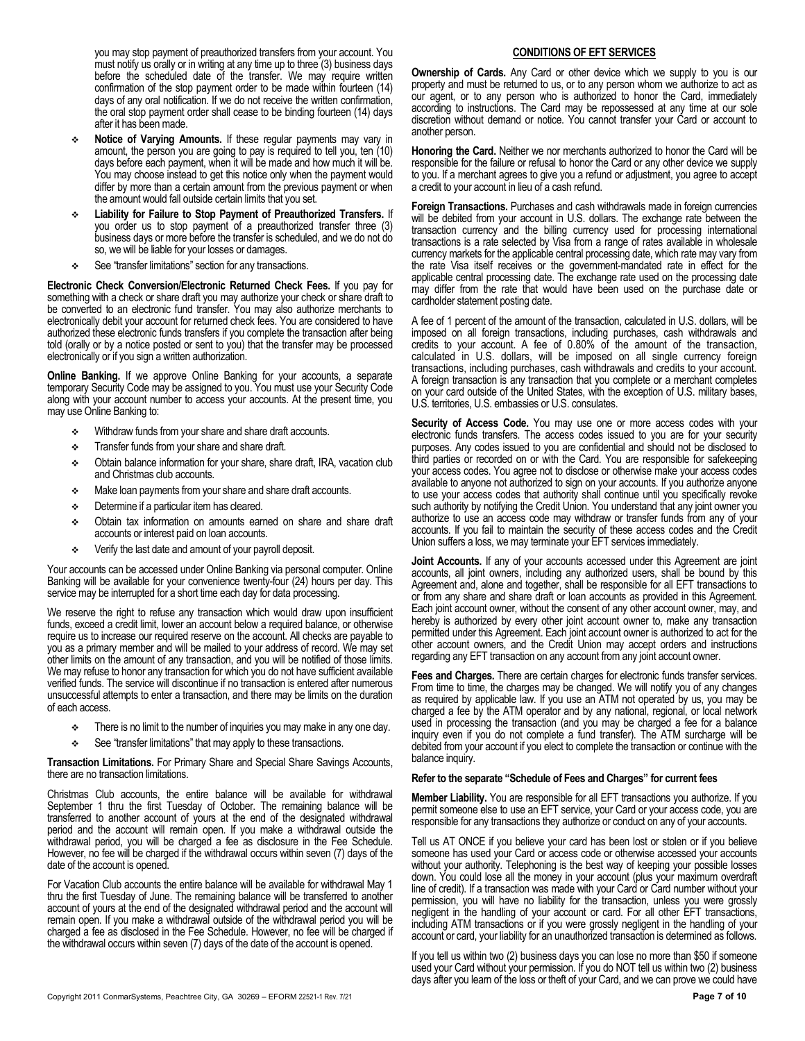you may stop payment of preauthorized transfers from your account. You must notify us orally or in writing at any time up to three (3) business days before the scheduled date of the transfer. We may require written confirmation of the stop payment order to be made within fourteen (14) days of any oral notification. If we do not receive the written confirmation, the oral stop payment order shall cease to be binding fourteen (14) days after it has been made.

- **Notice of Varying Amounts.** If these regular payments may vary in amount, the person you are going to pay is required to tell you, ten (10) days before each payment, when it will be made and how much it will be. You may choose instead to get this notice only when the payment would differ by more than a certain amount from the previous payment or when the amount would fall outside certain limits that you set.
- **Liability for Failure to Stop Payment of Preauthorized Transfers.** If you order us to stop payment of a preauthorized transfer three (3) business days or more before the transfer is scheduled, and we do not do so, we will be liable for your losses or damages.
- See "transfer limitations" section for any transactions.

**Electronic Check Conversion/Electronic Returned Check Fees.** If you pay for something with a check or share draft you may authorize your check or share draft to be converted to an electronic fund transfer. You may also authorize merchants to electronically debit your account for returned check fees. You are considered to have authorized these electronic funds transfers if you complete the transaction after being told (orally or by a notice posted or sent to you) that the transfer may be processed electronically or if you sign a written authorization.

**Online Banking.** If we approve Online Banking for your accounts, a separate temporary Security Code may be assigned to you. You must use your Security Code along with your account number to access your accounts. At the present time, you may use Online Banking to:

- Withdraw funds from your share and share draft accounts.
- Transfer funds from your share and share draft.
- Obtain balance information for your share, share draft, IRA, vacation club and Christmas club accounts.
- Make loan payments from your share and share draft accounts.
- Determine if a particular item has cleared.
- Obtain tax information on amounts earned on share and share draft accounts or interest paid on loan accounts.
- Verify the last date and amount of your payroll deposit.

Your accounts can be accessed under Online Banking via personal computer. Online Banking will be available for your convenience twenty-four (24) hours per day. This service may be interrupted for a short time each day for data processing.

We reserve the right to refuse any transaction which would draw upon insufficient funds, exceed a credit limit, lower an account below a required balance, or otherwise require us to increase our required reserve on the account. All checks are payable to you as a primary member and will be mailed to your address of record. We may set other limits on the amount of any transaction, and you will be notified of those limits. We may refuse to honor any transaction for which you do not have sufficient available verified funds. The service will discontinue if no transaction is entered after numerous unsuccessful attempts to enter a transaction, and there may be limits on the duration of each access.

- There is no limit to the number of inquiries you may make in any one day.
- See "transfer limitations" that may apply to these transactions.

**Transaction Limitations.** For Primary Share and Special Share Savings Accounts, there are no transaction limitations.

Christmas Club accounts, the entire balance will be available for withdrawal September 1 thru the first Tuesday of October. The remaining balance will be transferred to another account of yours at the end of the designated withdrawal period and the account will remain open. If you make a withdrawal outside the withdrawal period, you will be charged a fee as disclosure in the Fee Schedule. However, no fee will be charged if the withdrawal occurs within seven (7) days of the date of the account is opened.

For Vacation Club accounts the entire balance will be available for withdrawal May 1 thru the first Tuesday of June. The remaining balance will be transferred to another account of yours at the end of the designated withdrawal period and the account will remain open. If you make a withdrawal outside of the withdrawal period you will be charged a fee as disclosed in the Fee Schedule. However, no fee will be charged if the withdrawal occurs within seven (7) days of the date of the account is opened.

## CONDITIONS OF EFT SERVICES

**Ownership of Cards.** Any Card or other device which we supply to you is our property and must be returned to us, or to any person whom we authorize to act as our agent, or to any person who is authorized to honor the Card, immediately according to instructions. The Card may be repossessed at any time at our sole discretion without demand or notice. You cannot transfer your Card or account to another person.

**Honoring the Card.** Neither we nor merchants authorized to honor the Card will be responsible for the failure or refusal to honor the Card or any other device we supply to you. If a merchant agrees to give you a refund or adjustment, you agree to accept a credit to your account in lieu of a cash refund.

**Foreign Transactions.** Purchases and cash withdrawals made in foreign currencies will be debited from your account in U.S. dollars. The exchange rate between the transaction currency and the billing currency used for processing international transactions is a rate selected by Visa from a range of rates available in wholesale currency markets for the applicable central processing date, which rate may vary from the rate Visa itself receives or the government-mandated rate in effect for the applicable central processing date. The exchange rate used on the processing date may differ from the rate that would have been used on the purchase date or cardholder statement posting date.

A fee of 1 percent of the amount of the transaction, calculated in U.S. dollars, will be imposed on all foreign transactions, including purchases, cash withdrawals and credits to your account. A fee of 0.80% of the amount of the transaction, calculated in U.S. dollars, will be imposed on all single currency foreign transactions, including purchases, cash withdrawals and credits to your account. A foreign transaction is any transaction that you complete or a merchant completes on your card outside of the United States, with the exception of U.S. military bases, U.S. territories, U.S. embassies or U.S. consulates.

**Security of Access Code.** You may use one or more access codes with your electronic funds transfers. The access codes issued to you are for your security purposes. Any codes issued to you are confidential and should not be disclosed to third parties or recorded on or with the Card. You are responsible for safekeeping your access codes. You agree not to disclose or otherwise make your access codes available to anyone not authorized to sign on your accounts. If you authorize anyone to use your access codes that authority shall continue until you specifically revoke such authority by notifying the Credit Union. You understand that any joint owner you authorize to use an access code may withdraw or transfer funds from any of your accounts. If you fail to maintain the security of these access codes and the Credit Union suffers a loss, we may terminate your EFT services immediately.

**Joint Accounts.** If any of your accounts accessed under this Agreement are joint accounts, all joint owners, including any authorized users, shall be bound by this Agreement and, alone and together, shall be responsible for all EFT transactions to or from any share and share draft or loan accounts as provided in this Agreement. Each joint account owner, without the consent of any other account owner, may, and hereby is authorized by every other joint account owner to, make any transaction permitted under this Agreement. Each joint account owner is authorized to act for the other account owners, and the Credit Union may accept orders and instructions regarding any EFT transaction on any account from any joint account owner.

**Fees and Charges.** There are certain charges for electronic funds transfer services. From time to time, the charges may be changed. We will notify you of any changes as required by applicable law. If you use an ATM not operated by us, you may be charged a fee by the ATM operator and by any national, regional, or local network used in processing the transaction (and you may be charged a fee for a balance inquiry even if you do not complete a fund transfer). The ATM surcharge will be debited from your account if you elect to complete the transaction or continue with the balance inquiry.

**Refer to the separate "Schedule of Fees and Charges" for current fees**

**Member Liability.** You are responsible for all EFT transactions you authorize. If you permit someone else to use an EFT service, your Card or your access code, you are responsible for any transactions they authorize or conduct on any of your accounts.

Tell us AT ONCE if you believe your card has been lost or stolen or if you believe someone has used your Card or access code or otherwise accessed your accounts without your authority. Telephoning is the best way of keeping your possible losses down. You could lose all the money in your account (plus your maximum overdraft line of credit). If a transaction was made with your Card or Card number without your permission, you will have no liability for the transaction, unless you were grossly negligent in the handling of your account or card. For all other EFT transactions, including ATM transactions or if you were grossly negligent in the handling of your account or card, your liability for an unauthorized transaction is determined as follows.

If you tell us within two (2) business days you can lose no more than $50 if someone used your Card without your permission. If you do NOT tell us within two (2) business days after you learn of the loss or theft of your Card, and we can prove we could have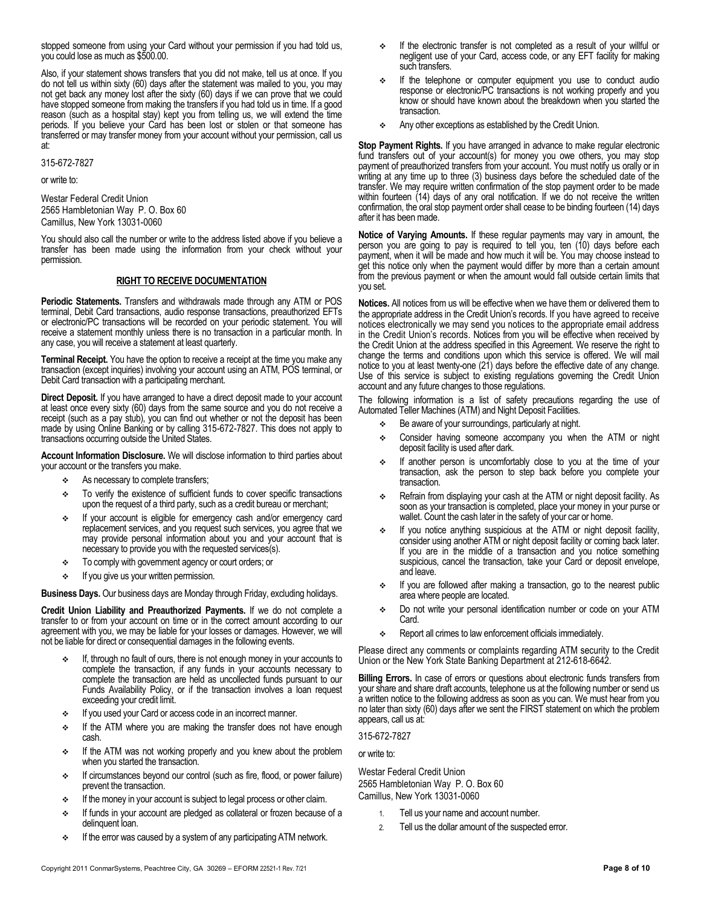stopped someone from using your Card without your permission if you had told us, you could lose as much as $500.00.

Also, if your statement shows transfers that you did not make, tell us at once. If you do not tell us within sixty (60) days after the statement was mailed to you, you may not get back any money lost after the sixty (60) days if we can prove that we could have stopped someone from making the transfers if you had told us in time. If a good reason (such as a hospital stay) kept you from telling us, we will extend the time periods. If you believe your Card has been lost or stolen or that someone has transferred or may transfer money from your account without your permission, call us at:

315-672-7827

or write to:

Westar Federal Credit Union
2565 Hambletonian Way P. O. Box 60
Camillus, New York 13031-0060

You should also call the number or write to the address listed above if you believe a transfer has been made using the information from your check without your permission.

## RIGHT TO RECEIVE DOCUMENTATION

**Periodic Statements.** Transfers and withdrawals made through any ATM or POS terminal, Debit Card transactions, audio response transactions, preauthorized EFTs or electronic/PC transactions will be recorded on your periodic statement. You will receive a statement monthly unless there is no transaction in a particular month. In any case, you will receive a statement at least quarterly.

**Terminal Receipt.** You have the option to receive a receipt at the time you make any transaction (except inquiries) involving your account using an ATM, POS terminal, or Debit Card transaction with a participating merchant.

**Direct Deposit.** If you have arranged to have a direct deposit made to your account at least once every sixty (60) days from the same source and you do not receive a receipt (such as a pay stub), you can find out whether or not the deposit has been made by using Online Banking or by calling 315-672-7827. This does not apply to transactions occurring outside the United States.

**Account Information Disclosure.** We will disclose information to third parties about your account or the transfers you make.

- As necessary to complete transfers;
- To verify the existence of sufficient funds to cover specific transactions upon the request of a third party, such as a credit bureau or merchant;
- If your account is eligible for emergency cash and/or emergency card replacement services, and you request such services, you agree that we may provide personal information about you and your account that is necessary to provide you with the requested services(s).
- To comply with government agency or court orders; or
- If you give us your written permission.

**Business Days.** Our business days are Monday through Friday, excluding holidays.

**Credit Union Liability and Preauthorized Payments.** If we do not complete a transfer to or from your account on time or in the correct amount according to our agreement with you, we may be liable for your losses or damages. However, we will not be liable for direct or consequential damages in the following events.

- If, through no fault of ours, there is not enough money in your accounts to complete the transaction, if any funds in your accounts necessary to complete the transaction are held as uncollected funds pursuant to our Funds Availability Policy, or if the transaction involves a loan request exceeding your credit limit.
- If you used your Card or access code in an incorrect manner.
- If the ATM where you are making the transfer does not have enough cash.
- If the ATM was not working properly and you knew about the problem when you started the transaction.
- If circumstances beyond our control (such as fire, flood, or power failure) prevent the transaction.
- If the money in your account is subject to legal process or other claim.
- If funds in your account are pledged as collateral or frozen because of a delinquent loan.
- If the error was caused by a system of any participating ATM network.
- If the electronic transfer is not completed as a result of your willful or negligent use of your Card, access code, or any EFT facility for making such transfers.
- If the telephone or computer equipment you use to conduct audio response or electronic/PC transactions is not working properly and you know or should have known about the breakdown when you started the transaction.
- Any other exceptions as established by the Credit Union.

**Stop Payment Rights.** If you have arranged in advance to make regular electronic fund transfers out of your account(s) for money you owe others, you may stop payment of preauthorized transfers from your account. You must notify us orally or in writing at any time up to three (3) business days before the scheduled date of the transfer. We may require written confirmation of the stop payment order to be made within fourteen (14) days of any oral notification. If we do not receive the written confirmation, the oral stop payment order shall cease to be binding fourteen (14) days after it has been made.

**Notice of Varying Amounts.** If these regular payments may vary in amount, the person you are going to pay is required to tell you, ten (10) days before each payment, when it will be made and how much it will be. You may choose instead to get this notice only when the payment would differ by more than a certain amount from the previous payment or when the amount would fall outside certain limits that you set.

**Notices.** All notices from us will be effective when we have them or delivered them to the appropriate address in the Credit Union's records. If you have agreed to receive notices electronically we may send you notices to the appropriate email address in the Credit Union's records. Notices from you will be effective when received by the Credit Union at the address specified in this Agreement. We reserve the right to change the terms and conditions upon which this service is offered. We will mail notice to you at least twenty-one (21) days before the effective date of any change. Use of this service is subject to existing regulations governing the Credit Union account and any future changes to those regulations.

The following information is a list of safety precautions regarding the use of Automated Teller Machines (ATM) and Night Deposit Facilities.

- Be aware of your surroundings, particularly at night.
- Consider having someone accompany you when the ATM or night deposit facility is used after dark.
- If another person is uncomfortably close to you at the time of your transaction, ask the person to step back before you complete your transaction.
- Refrain from displaying your cash at the ATM or night deposit facility. As soon as your transaction is completed, place your money in your purse or wallet. Count the cash later in the safety of your car or home.
- If you notice anything suspicious at the ATM or night deposit facility, consider using another ATM or night deposit facility or coming back later. If you are in the middle of a transaction and you notice something suspicious, cancel the transaction, take your Card or deposit envelope, and leave.
- If you are followed after making a transaction, go to the nearest public area where people are located.
- Do not write your personal identification number or code on your ATM Card.
- Report all crimes to law enforcement officials immediately.

Please direct any comments or complaints regarding ATM security to the Credit Union or the New York State Banking Department at 212-618-6642.

**Billing Errors.** In case of errors or questions about electronic funds transfers from your share and share draft accounts, telephone us at the following number or send us a written notice to the following address as soon as you can. We must hear from you no later than sixty (60) days after we sent the FIRST statement on which the problem appears, call us at:

315-672-7827

or write to:

Westar Federal Credit Union
2565 Hambletonian Way P. O. Box 60
Camillus, New York 13031-0060

1. Tell us your name and account number.
2. Tell us the dollar amount of the suspected error.

Copyright 2011 ConmarSystems, Peachtree City, GA 30269 – EFORM 22521-1 Rev. 7/21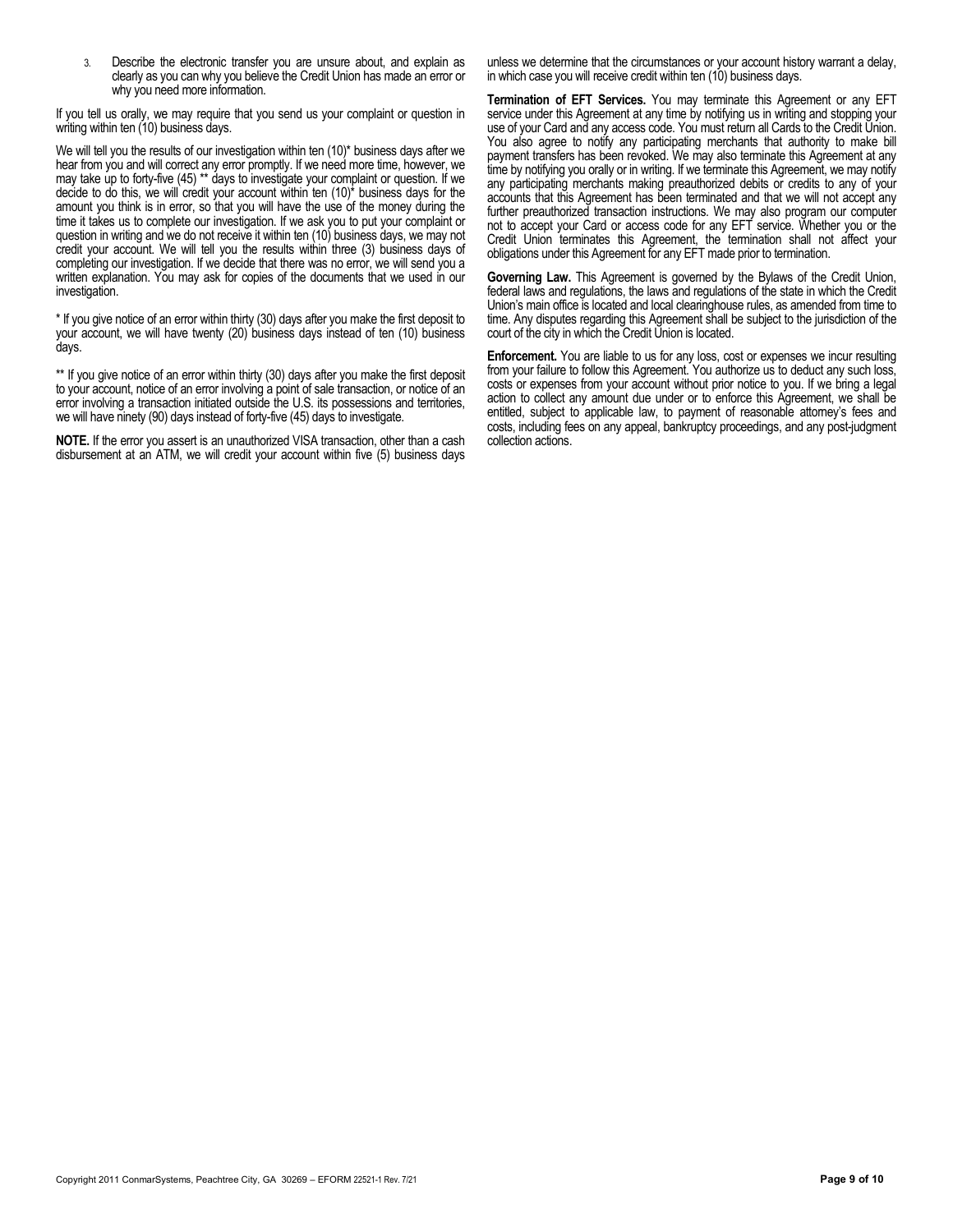3. Describe the electronic transfer you are unsure about, and explain as clearly as you can why you believe the Credit Union has made an error or why you need more information.

If you tell us orally, we may require that you send us your complaint or question in writing within ten (10) business days.

We will tell you the results of our investigation within ten (10)* business days after we hear from you and will correct any error promptly. If we need more time, however, we may take up to forty-five (45) ** days to investigate your complaint or question. If we decide to do this, we will credit your account within ten (10)* business days for the amount you think is in error, so that you will have the use of the money during the time it takes us to complete our investigation. If we ask you to put your complaint or question in writing and we do not receive it within ten (10) business days, we may not credit your account. We will tell you the results within three (3) business days of completing our investigation. If we decide that there was no error, we will send you a written explanation. You may ask for copies of the documents that we used in our investigation.

* If you give notice of an error within thirty (30) days after you make the first deposit to your account, we will have twenty (20) business days instead of ten (10) business days.

** If you give notice of an error within thirty (30) days after you make the first deposit to your account, notice of an error involving a point of sale transaction, or notice of an error involving a transaction initiated outside the U.S. its possessions and territories, we will have ninety (90) days instead of forty-five (45) days to investigate.

**NOTE.** If the error you assert is an unauthorized VISA transaction, other than a cash disbursement at an ATM, we will credit your account within five (5) business days unless we determine that the circumstances or your account history warrant a delay, in which case you will receive credit within ten (10) business days.

**Termination of EFT Services.** You may terminate this Agreement or any EFT service under this Agreement at any time by notifying us in writing and stopping your use of your Card and any access code. You must return all Cards to the Credit Union. You also agree to notify any participating merchants that authority to make bill payment transfers has been revoked. We may also terminate this Agreement at any time by notifying you orally or in writing. If we terminate this Agreement, we may notify any participating merchants making preauthorized debits or credits to any of your accounts that this Agreement has been terminated and that we will not accept any further preauthorized transaction instructions. We may also program our computer not to accept your Card or access code for any EFT service. Whether you or the Credit Union terminates this Agreement, the termination shall not affect your obligations under this Agreement for any EFT made prior to termination.

**Governing Law.** This Agreement is governed by the Bylaws of the Credit Union, federal laws and regulations, the laws and regulations of the state in which the Credit Union's main office is located and local clearinghouse rules, as amended from time to time. Any disputes regarding this Agreement shall be subject to the jurisdiction of the court of the city in which the Credit Union is located.

**Enforcement.** You are liable to us for any loss, cost or expenses we incur resulting from your failure to follow this Agreement. You authorize us to deduct any such loss, costs or expenses from your account without prior notice to you. If we bring a legal action to collect any amount due under or to enforce this Agreement, we shall be entitled, subject to applicable law, to payment of reasonable attorney's fees and costs, including fees on any appeal, bankruptcy proceedings, and any post-judgment collection actions.

Copyright 2011 ConmarSystems, Peachtree City, GA 30269 – EFORM 22521-1 Rev. 7/21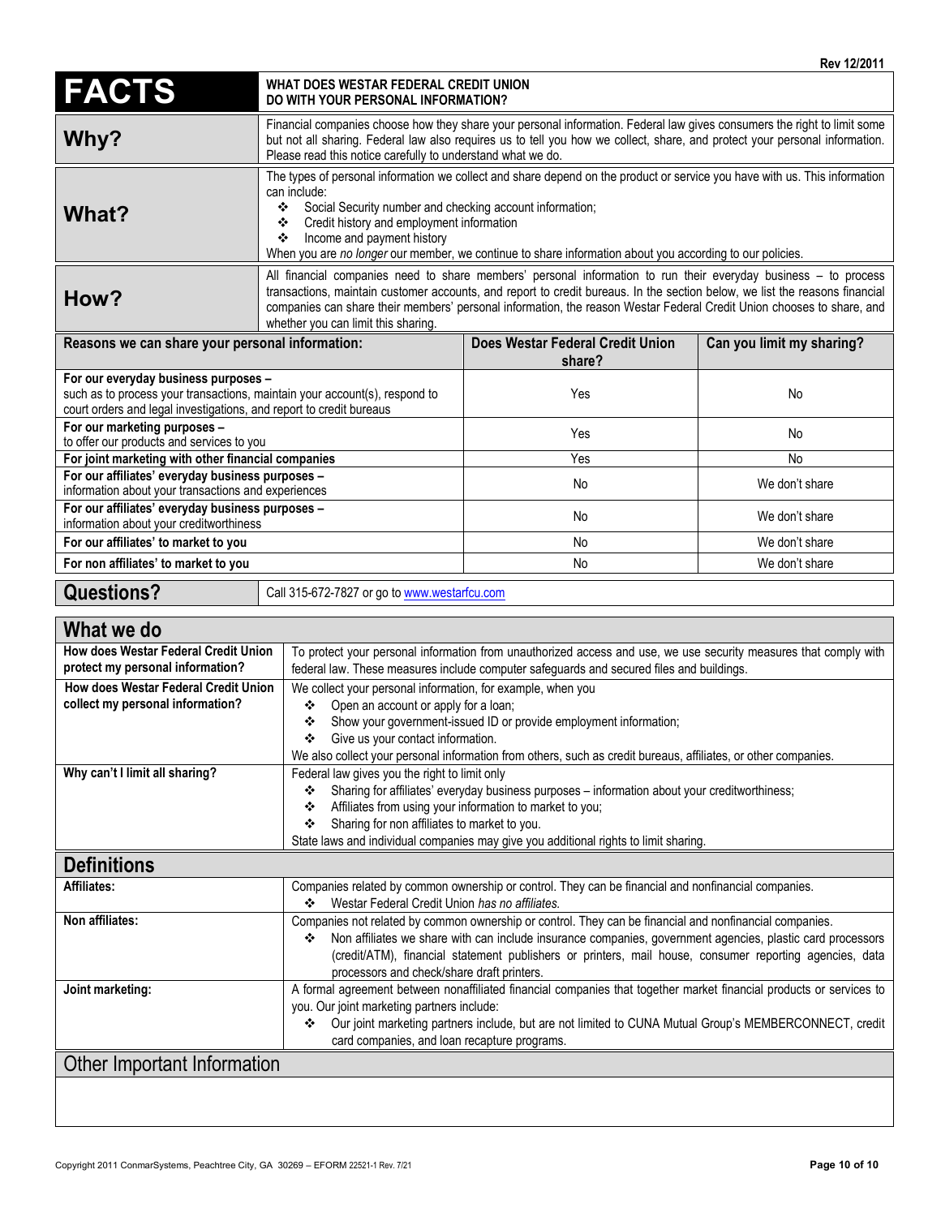Rev 12/2011

| **FACTS** | **WHAT DOES WESTAR FEDERAL CREDIT UNION DO WITH YOUR PERSONAL INFORMATION?** |
|---|---|
| **Why?** | Financial companies choose how they share your personal information. Federal law gives consumers the right to limit some but not all sharing. Federal law also requires us to tell you how we collect, share, and protect your personal information. Please read this notice carefully to understand what we do. |
| **What?** | The types of personal information we collect and share depend on the product or service you have with us. This information can include: ❖ Social Security number and checking account information; ❖ Credit history and employment information ❖ Income and payment history When you are *no longer* our member, we continue to share information about you according to our policies. |
| **How?** | All financial companies need to share members' personal information to run their everyday business – to process transactions, maintain customer accounts, and report to credit bureaus. In the section below, we list the reasons financial companies can share their members' personal information, the reason Westar Federal Credit Union chooses to share, and whether you can limit this sharing. |

| Reasons we can share your personal information: | Does Westar Federal Credit Union share? | Can you limit my sharing? |
|---|---|---|
| **For our everyday business purposes –** such as to process your transactions, maintain your account(s), respond to court orders and legal investigations, and report to credit bureaus | Yes | No |
| **For our marketing purposes –** to offer our products and services to you | Yes | No |
| **For joint marketing with other financial companies** | Yes | No |
| **For our affiliates' everyday business purposes –** information about your transactions and experiences | No | We don't share |
| **For our affiliates' everyday business purposes –** information about your creditworthiness | No | We don't share |
| **For our affiliates' to market to you** | No | We don't share |
| **For non affiliates' to market to you** | No | We don't share |

| **Questions?** | Call 315-672-7827 or go to www.westarfcu.com |
|---|---|

## What we do

| | |
|---|---|
| **How does Westar Federal Credit Union protect my personal information?** | To protect your personal information from unauthorized access and use, we use security measures that comply with federal law. These measures include computer safeguards and secured files and buildings. |
| **How does Westar Federal Credit Union collect my personal information?** | We collect your personal information, for example, when you ❖ Open an account or apply for a loan; ❖ Show your government-issued ID or provide employment information; ❖ Give us your contact information. We also collect your personal information from others, such as credit bureaus, affiliates, or other companies. |
| **Why can't I limit all sharing?** | Federal law gives you the right to limit only ❖ Sharing for affiliates' everyday business purposes – information about your creditworthiness; ❖ Affiliates from using your information to market to you; ❖ Sharing for non affiliates to market to you. State laws and individual companies may give you additional rights to limit sharing. |

## Definitions

| | |
|---|---|
| **Affiliates:** | Companies related by common ownership or control. They can be financial and nonfinancial companies. ❖ Westar Federal Credit Union *has no affiliates.* |
| **Non affiliates:** | Companies not related by common ownership or control. They can be financial and nonfinancial companies. ❖ Non affiliates we share with can include insurance companies, government agencies, plastic card processors (credit/ATM), financial statement publishers or printers, mail house, consumer reporting agencies, data processors and check/share draft printers. |
| **Joint marketing:** | A formal agreement between nonaffiliated financial companies that together market financial products or services to you. Our joint marketing partners include: ❖ Our joint marketing partners include, but are not limited to CUNA Mutual Group's MEMBERCONNECT, credit card companies, and loan recapture programs. |

## Other Important Information

Copyright 2011 ConmarSystems, Peachtree City, GA 30269 – EFORM 22521-1 Rev. 7/21